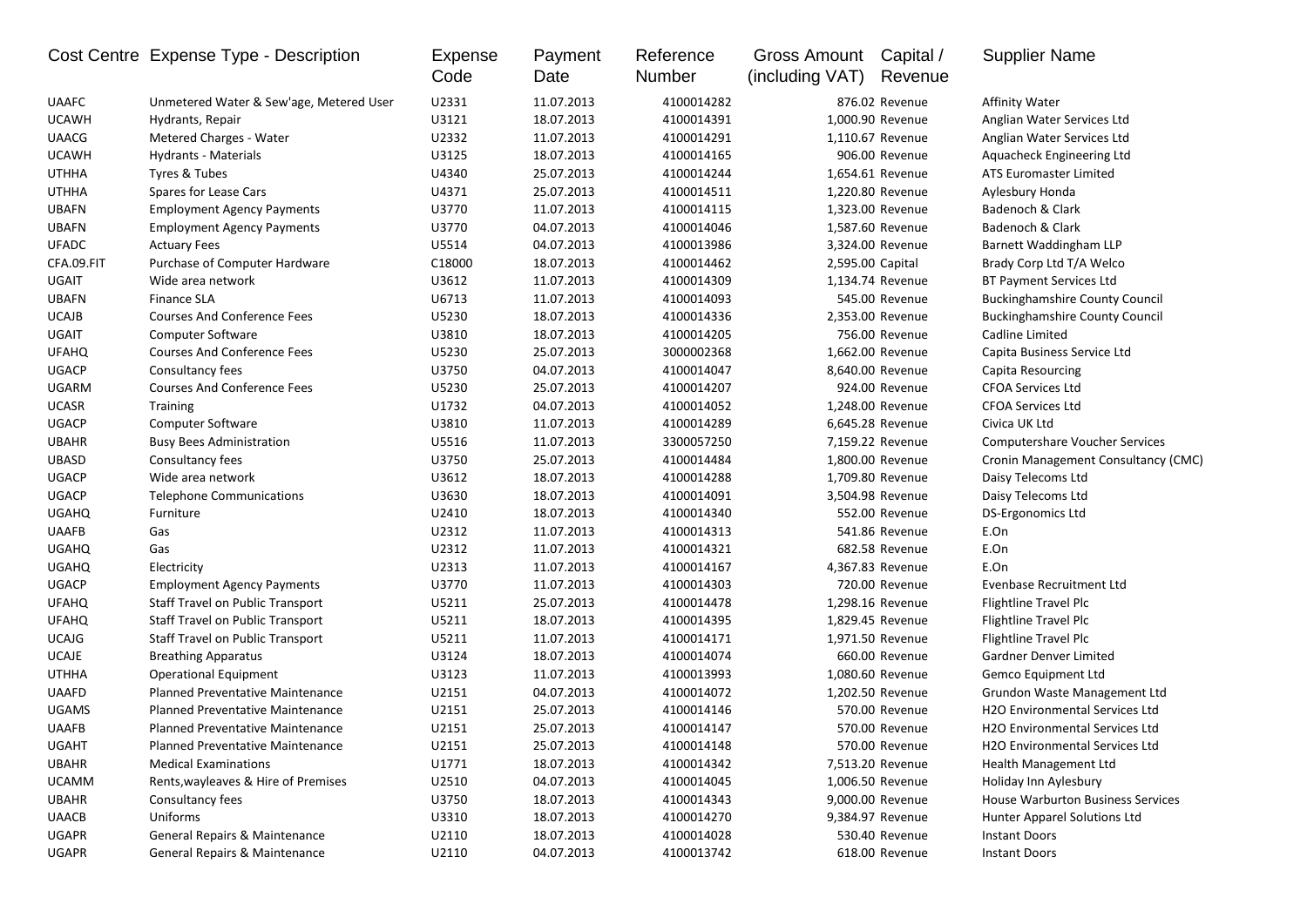| Cost Centre | Expense Type - Description | Expense Code | Payment Date | Reference Number | Gross Amount (including VAT) | Capital / Revenue | Supplier Name |
|---|---|---|---|---|---|---|---|
| UAAFC | Unmetered Water & Sew'age, Metered User | U2331 | 11.07.2013 | 4100014282 | 876.02 | Revenue | Affinity Water |
| UCAWH | Hydrants, Repair | U3121 | 18.07.2013 | 4100014391 | 1,000.90 | Revenue | Anglian Water Services Ltd |
| UAACG | Metered Charges - Water | U2332 | 11.07.2013 | 4100014291 | 1,110.67 | Revenue | Anglian Water Services Ltd |
| UCAWH | Hydrants - Materials | U3125 | 18.07.2013 | 4100014165 | 906.00 | Revenue | Aquacheck Engineering Ltd |
| UTHHA | Tyres & Tubes | U4340 | 25.07.2013 | 4100014244 | 1,654.61 | Revenue | ATS Euromaster Limited |
| UTHHA | Spares for Lease Cars | U4371 | 25.07.2013 | 4100014511 | 1,220.80 | Revenue | Aylesbury Honda |
| UBAFN | Employment Agency Payments | U3770 | 11.07.2013 | 4100014115 | 1,323.00 | Revenue | Badenoch & Clark |
| UBAFN | Employment Agency Payments | U3770 | 04.07.2013 | 4100014046 | 1,587.60 | Revenue | Badenoch & Clark |
| UFADC | Actuary Fees | U5514 | 04.07.2013 | 4100013986 | 3,324.00 | Revenue | Barnett Waddingham LLP |
| CFA.09.FIT | Purchase of Computer Hardware | C18000 | 18.07.2013 | 4100014462 | 2,595.00 | Capital | Brady Corp Ltd T/A Welco |
| UGAIT | Wide area network | U3612 | 11.07.2013 | 4100014309 | 1,134.74 | Revenue | BT Payment Services Ltd |
| UBAFN | Finance SLA | U6713 | 11.07.2013 | 4100014093 | 545.00 | Revenue | Buckinghamshire County Council |
| UCAJB | Courses And Conference Fees | U5230 | 18.07.2013 | 4100014336 | 2,353.00 | Revenue | Buckinghamshire County Council |
| UGAIT | Computer Software | U3810 | 18.07.2013 | 4100014205 | 756.00 | Revenue | Cadline Limited |
| UFAHQ | Courses And Conference Fees | U5230 | 25.07.2013 | 3000002368 | 1,662.00 | Revenue | Capita Business Service Ltd |
| UGACP | Consultancy fees | U3750 | 04.07.2013 | 4100014047 | 8,640.00 | Revenue | Capita Resourcing |
| UGARM | Courses And Conference Fees | U5230 | 25.07.2013 | 4100014207 | 924.00 | Revenue | CFOA Services Ltd |
| UCASR | Training | U1732 | 04.07.2013 | 4100014052 | 1,248.00 | Revenue | CFOA Services Ltd |
| UGACP | Computer Software | U3810 | 11.07.2013 | 4100014289 | 6,645.28 | Revenue | Civica UK Ltd |
| UBAHR | Busy Bees Administration | U5516 | 11.07.2013 | 3300057250 | 7,159.22 | Revenue | Computershare Voucher Services |
| UBASD | Consultancy fees | U3750 | 25.07.2013 | 4100014484 | 1,800.00 | Revenue | Cronin Management Consultancy (CMC) |
| UGACP | Wide area network | U3612 | 18.07.2013 | 4100014288 | 1,709.80 | Revenue | Daisy Telecoms Ltd |
| UGACP | Telephone Communications | U3630 | 18.07.2013 | 4100014091 | 3,504.98 | Revenue | Daisy Telecoms Ltd |
| UGAHQ | Furniture | U2410 | 18.07.2013 | 4100014340 | 552.00 | Revenue | DS-Ergonomics Ltd |
| UAAFB | Gas | U2312 | 11.07.2013 | 4100014313 | 541.86 | Revenue | E.On |
| UGAHQ | Gas | U2312 | 11.07.2013 | 4100014321 | 682.58 | Revenue | E.On |
| UGAHQ | Electricity | U2313 | 11.07.2013 | 4100014167 | 4,367.83 | Revenue | E.On |
| UGACP | Employment Agency Payments | U3770 | 11.07.2013 | 4100014303 | 720.00 | Revenue | Evenbase Recruitment Ltd |
| UFAHQ | Staff Travel on Public Transport | U5211 | 25.07.2013 | 4100014478 | 1,298.16 | Revenue | Flightline Travel Plc |
| UFAHQ | Staff Travel on Public Transport | U5211 | 18.07.2013 | 4100014395 | 1,829.45 | Revenue | Flightline Travel Plc |
| UCAJG | Staff Travel on Public Transport | U5211 | 11.07.2013 | 4100014171 | 1,971.50 | Revenue | Flightline Travel Plc |
| UCAJE | Breathing Apparatus | U3124 | 18.07.2013 | 4100014074 | 660.00 | Revenue | Gardner Denver Limited |
| UTHHA | Operational Equipment | U3123 | 11.07.2013 | 4100013993 | 1,080.60 | Revenue | Gemco Equipment Ltd |
| UAAFD | Planned Preventative Maintenance | U2151 | 04.07.2013 | 4100014072 | 1,202.50 | Revenue | Grundon Waste Management Ltd |
| UGAMS | Planned Preventative Maintenance | U2151 | 25.07.2013 | 4100014146 | 570.00 | Revenue | H2O Environmental Services Ltd |
| UAAFB | Planned Preventative Maintenance | U2151 | 25.07.2013 | 4100014147 | 570.00 | Revenue | H2O Environmental Services Ltd |
| UGAHT | Planned Preventative Maintenance | U2151 | 25.07.2013 | 4100014148 | 570.00 | Revenue | H2O Environmental Services Ltd |
| UBAHR | Medical Examinations | U1771 | 18.07.2013 | 4100014342 | 7,513.20 | Revenue | Health Management Ltd |
| UCAMM | Rents,wayleaves & Hire of Premises | U2510 | 04.07.2013 | 4100014045 | 1,006.50 | Revenue | Holiday Inn Aylesbury |
| UBAHR | Consultancy fees | U3750 | 18.07.2013 | 4100014343 | 9,000.00 | Revenue | House Warburton Business Services |
| UAACB | Uniforms | U3310 | 18.07.2013 | 4100014270 | 9,384.97 | Revenue | Hunter Apparel Solutions Ltd |
| UGAPR | General Repairs & Maintenance | U2110 | 18.07.2013 | 4100014028 | 530.40 | Revenue | Instant Doors |
| UGAPR | General Repairs & Maintenance | U2110 | 04.07.2013 | 4100013742 | 618.00 | Revenue | Instant Doors |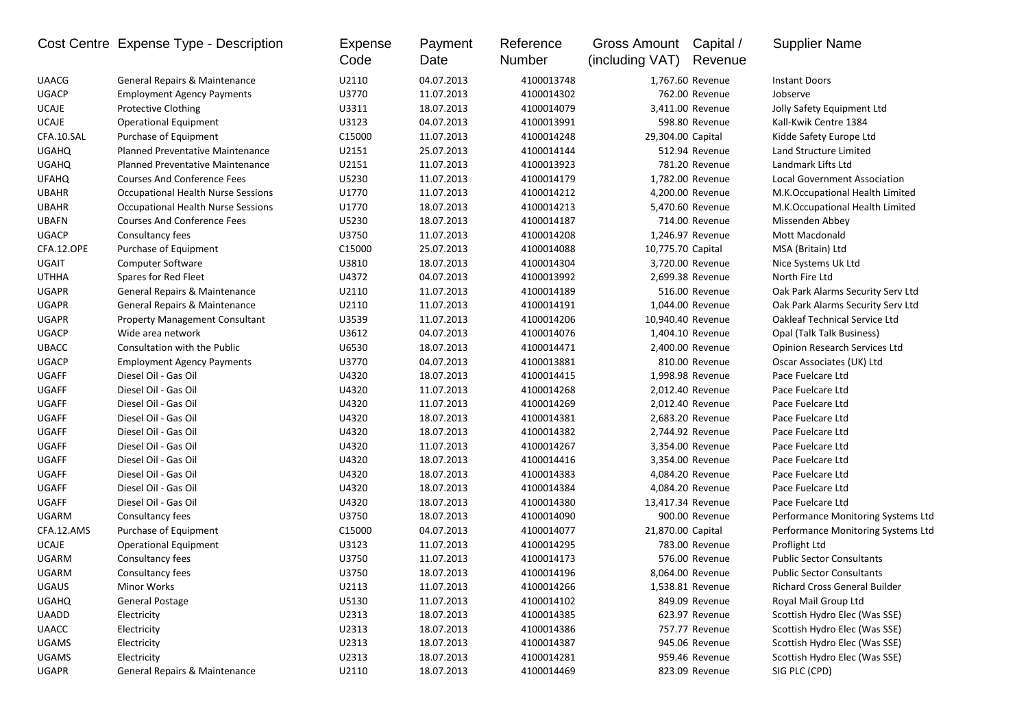| Cost Centre | Expense Type - Description | Expense Code | Payment Date | Reference Number | Gross Amount (including VAT) | Capital / Revenue | Supplier Name |
|---|---|---|---|---|---|---|---|
| UAACG | General Repairs & Maintenance | U2110 | 04.07.2013 | 4100013748 | 1,767.60 | Revenue | Instant Doors |
| UGACP | Employment Agency Payments | U3770 | 11.07.2013 | 4100014302 | 762.00 | Revenue | Jobserve |
| UCAJE | Protective Clothing | U3311 | 18.07.2013 | 4100014079 | 3,411.00 | Revenue | Jolly Safety Equipment Ltd |
| UCAJE | Operational Equipment | U3123 | 04.07.2013 | 4100013991 | 598.80 | Revenue | Kall-Kwik Centre 1384 |
| CFA.10.SAL | Purchase of Equipment | C15000 | 11.07.2013 | 4100014248 | 29,304.00 | Capital | Kidde Safety Europe Ltd |
| UGAHQ | Planned Preventative Maintenance | U2151 | 25.07.2013 | 4100014144 | 512.94 | Revenue | Land Structure Limited |
| UGAHQ | Planned Preventative Maintenance | U2151 | 11.07.2013 | 4100013923 | 781.20 | Revenue | Landmark Lifts Ltd |
| UFAHQ | Courses And Conference Fees | U5230 | 11.07.2013 | 4100014179 | 1,782.00 | Revenue | Local Government Association |
| UBAHR | Occupational Health Nurse Sessions | U1770 | 11.07.2013 | 4100014212 | 4,200.00 | Revenue | M.K.Occupational Health Limited |
| UBAHR | Occupational Health Nurse Sessions | U1770 | 18.07.2013 | 4100014213 | 5,470.60 | Revenue | M.K.Occupational Health Limited |
| UBAFN | Courses And Conference Fees | U5230 | 18.07.2013 | 4100014187 | 714.00 | Revenue | Missenden Abbey |
| UGACP | Consultancy fees | U3750 | 11.07.2013 | 4100014208 | 1,246.97 | Revenue | Mott Macdonald |
| CFA.12.OPE | Purchase of Equipment | C15000 | 25.07.2013 | 4100014088 | 10,775.70 | Capital | MSA (Britain) Ltd |
| UGAIT | Computer Software | U3810 | 18.07.2013 | 4100014304 | 3,720.00 | Revenue | Nice Systems Uk Ltd |
| UTHHA | Spares for Red Fleet | U4372 | 04.07.2013 | 4100013992 | 2,699.38 | Revenue | North Fire Ltd |
| UGAPR | General Repairs & Maintenance | U2110 | 11.07.2013 | 4100014189 | 516.00 | Revenue | Oak Park Alarms Security Serv Ltd |
| UGAPR | General Repairs & Maintenance | U2110 | 11.07.2013 | 4100014191 | 1,044.00 | Revenue | Oak Park Alarms Security Serv Ltd |
| UGAPR | Property Management Consultant | U3539 | 11.07.2013 | 4100014206 | 10,940.40 | Revenue | Oakleaf Technical Service Ltd |
| UGACP | Wide area network | U3612 | 04.07.2013 | 4100014076 | 1,404.10 | Revenue | Opal (Talk Talk Business) |
| UBACC | Consultation with the Public | U6530 | 18.07.2013 | 4100014471 | 2,400.00 | Revenue | Opinion Research Services Ltd |
| UGACP | Employment Agency Payments | U3770 | 04.07.2013 | 4100013881 | 810.00 | Revenue | Oscar Associates (UK) Ltd |
| UGAFF | Diesel Oil - Gas Oil | U4320 | 18.07.2013 | 4100014415 | 1,998.98 | Revenue | Pace Fuelcare Ltd |
| UGAFF | Diesel Oil - Gas Oil | U4320 | 11.07.2013 | 4100014268 | 2,012.40 | Revenue | Pace Fuelcare Ltd |
| UGAFF | Diesel Oil - Gas Oil | U4320 | 11.07.2013 | 4100014269 | 2,012.40 | Revenue | Pace Fuelcare Ltd |
| UGAFF | Diesel Oil - Gas Oil | U4320 | 18.07.2013 | 4100014381 | 2,683.20 | Revenue | Pace Fuelcare Ltd |
| UGAFF | Diesel Oil - Gas Oil | U4320 | 18.07.2013 | 4100014382 | 2,744.92 | Revenue | Pace Fuelcare Ltd |
| UGAFF | Diesel Oil - Gas Oil | U4320 | 11.07.2013 | 4100014267 | 3,354.00 | Revenue | Pace Fuelcare Ltd |
| UGAFF | Diesel Oil - Gas Oil | U4320 | 18.07.2013 | 4100014416 | 3,354.00 | Revenue | Pace Fuelcare Ltd |
| UGAFF | Diesel Oil - Gas Oil | U4320 | 18.07.2013 | 4100014383 | 4,084.20 | Revenue | Pace Fuelcare Ltd |
| UGAFF | Diesel Oil - Gas Oil | U4320 | 18.07.2013 | 4100014384 | 4,084.20 | Revenue | Pace Fuelcare Ltd |
| UGAFF | Diesel Oil - Gas Oil | U4320 | 18.07.2013 | 4100014380 | 13,417.34 | Revenue | Pace Fuelcare Ltd |
| UGARM | Consultancy fees | U3750 | 18.07.2013 | 4100014090 | 900.00 | Revenue | Performance Monitoring Systems Ltd |
| CFA.12.AMS | Purchase of Equipment | C15000 | 04.07.2013 | 4100014077 | 21,870.00 | Capital | Performance Monitoring Systems Ltd |
| UCAJE | Operational Equipment | U3123 | 11.07.2013 | 4100014295 | 783.00 | Revenue | Proflight Ltd |
| UGARM | Consultancy fees | U3750 | 11.07.2013 | 4100014173 | 576.00 | Revenue | Public Sector Consultants |
| UGARM | Consultancy fees | U3750 | 18.07.2013 | 4100014196 | 8,064.00 | Revenue | Public Sector Consultants |
| UGAUS | Minor Works | U2113 | 11.07.2013 | 4100014266 | 1,538.81 | Revenue | Richard Cross General Builder |
| UGAHQ | General Postage | U5130 | 11.07.2013 | 4100014102 | 849.09 | Revenue | Royal Mail Group Ltd |
| UAADD | Electricity | U2313 | 18.07.2013 | 4100014385 | 623.97 | Revenue | Scottish Hydro Elec (Was SSE) |
| UAACC | Electricity | U2313 | 18.07.2013 | 4100014386 | 757.77 | Revenue | Scottish Hydro Elec (Was SSE) |
| UGAMS | Electricity | U2313 | 18.07.2013 | 4100014387 | 945.06 | Revenue | Scottish Hydro Elec (Was SSE) |
| UGAMS | Electricity | U2313 | 18.07.2013 | 4100014281 | 959.46 | Revenue | Scottish Hydro Elec (Was SSE) |
| UGAPR | General Repairs & Maintenance | U2110 | 18.07.2013 | 4100014469 | 823.09 | Revenue | SIG PLC (CPD) |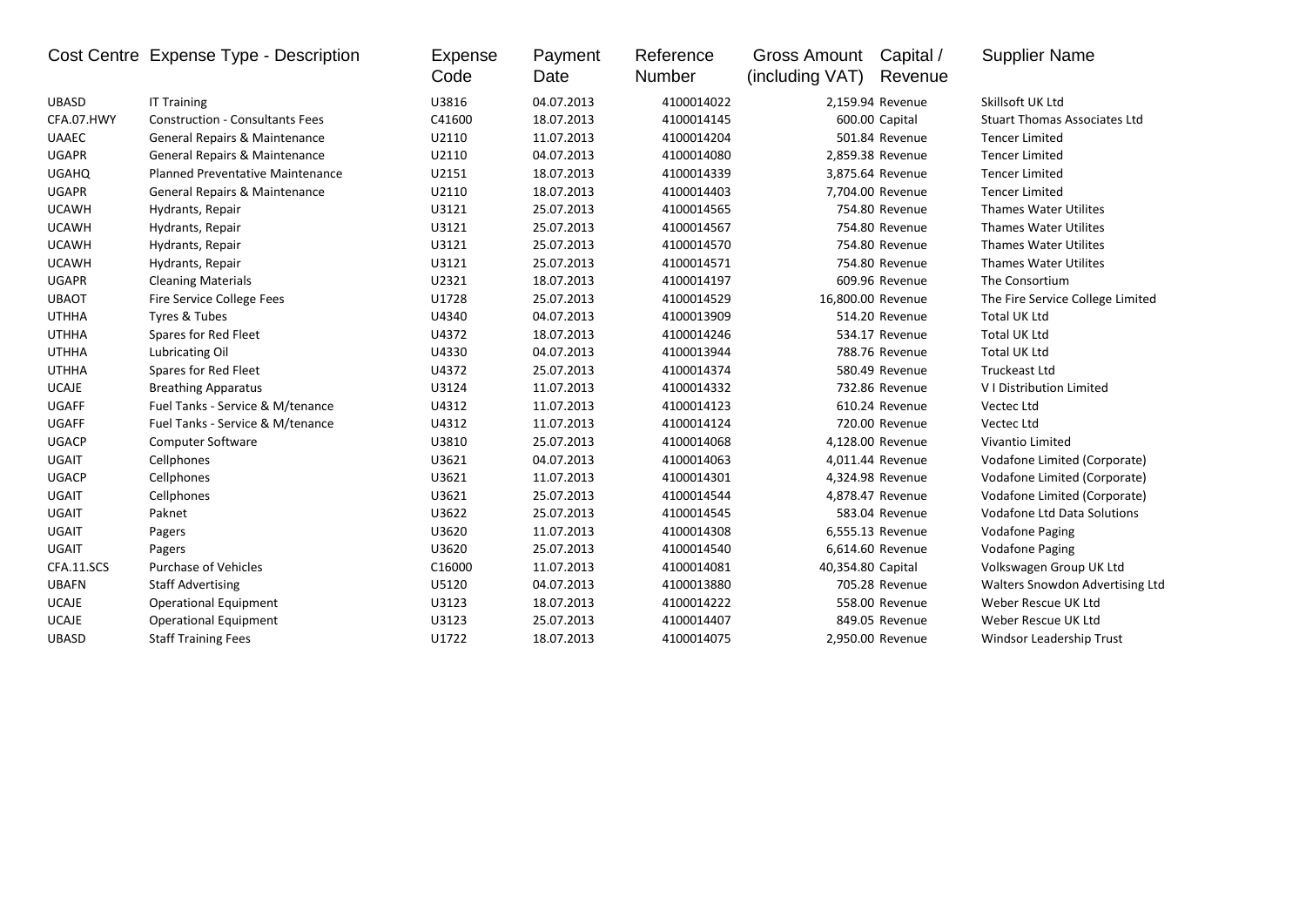| Cost Centre | Expense Type - Description | Expense Code | Payment Date | Reference Number | Gross Amount (including VAT) | Capital / Revenue | Supplier Name |
|---|---|---|---|---|---|---|---|
| UBASD | IT Training | U3816 | 04.07.2013 | 4100014022 | 2,159.94 | Revenue | Skillsoft UK Ltd |
| CFA.07.HWY | Construction - Consultants Fees | C41600 | 18.07.2013 | 4100014145 | 600.00 | Capital | Stuart Thomas Associates Ltd |
| UAAEC | General Repairs & Maintenance | U2110 | 11.07.2013 | 4100014204 | 501.84 | Revenue | Tencer Limited |
| UGAPR | General Repairs & Maintenance | U2110 | 04.07.2013 | 4100014080 | 2,859.38 | Revenue | Tencer Limited |
| UGAHQ | Planned Preventative Maintenance | U2151 | 18.07.2013 | 4100014339 | 3,875.64 | Revenue | Tencer Limited |
| UGAPR | General Repairs & Maintenance | U2110 | 18.07.2013 | 4100014403 | 7,704.00 | Revenue | Tencer Limited |
| UCAWH | Hydrants, Repair | U3121 | 25.07.2013 | 4100014565 | 754.80 | Revenue | Thames Water Utilites |
| UCAWH | Hydrants, Repair | U3121 | 25.07.2013 | 4100014567 | 754.80 | Revenue | Thames Water Utilites |
| UCAWH | Hydrants, Repair | U3121 | 25.07.2013 | 4100014570 | 754.80 | Revenue | Thames Water Utilites |
| UCAWH | Hydrants, Repair | U3121 | 25.07.2013 | 4100014571 | 754.80 | Revenue | Thames Water Utilites |
| UGAPR | Cleaning Materials | U2321 | 18.07.2013 | 4100014197 | 609.96 | Revenue | The Consortium |
| UBAOT | Fire Service College Fees | U1728 | 25.07.2013 | 4100014529 | 16,800.00 | Revenue | The Fire Service College Limited |
| UTHHA | Tyres & Tubes | U4340 | 04.07.2013 | 4100013909 | 514.20 | Revenue | Total UK Ltd |
| UTHHA | Spares for Red Fleet | U4372 | 18.07.2013 | 4100014246 | 534.17 | Revenue | Total UK Ltd |
| UTHHA | Lubricating Oil | U4330 | 04.07.2013 | 4100013944 | 788.76 | Revenue | Total UK Ltd |
| UTHHA | Spares for Red Fleet | U4372 | 25.07.2013 | 4100014374 | 580.49 | Revenue | Truckeast Ltd |
| UCAJE | Breathing Apparatus | U3124 | 11.07.2013 | 4100014332 | 732.86 | Revenue | V I Distribution Limited |
| UGAFF | Fuel Tanks - Service & M/tenance | U4312 | 11.07.2013 | 4100014123 | 610.24 | Revenue | Vectec Ltd |
| UGAFF | Fuel Tanks - Service & M/tenance | U4312 | 11.07.2013 | 4100014124 | 720.00 | Revenue | Vectec Ltd |
| UGACP | Computer Software | U3810 | 25.07.2013 | 4100014068 | 4,128.00 | Revenue | Vivantio Limited |
| UGAIT | Cellphones | U3621 | 04.07.2013 | 4100014063 | 4,011.44 | Revenue | Vodafone Limited (Corporate) |
| UGACP | Cellphones | U3621 | 11.07.2013 | 4100014301 | 4,324.98 | Revenue | Vodafone Limited (Corporate) |
| UGAIT | Cellphones | U3621 | 25.07.2013 | 4100014544 | 4,878.47 | Revenue | Vodafone Limited (Corporate) |
| UGAIT | Paknet | U3622 | 25.07.2013 | 4100014545 | 583.04 | Revenue | Vodafone Ltd Data Solutions |
| UGAIT | Pagers | U3620 | 11.07.2013 | 4100014308 | 6,555.13 | Revenue | Vodafone Paging |
| UGAIT | Pagers | U3620 | 25.07.2013 | 4100014540 | 6,614.60 | Revenue | Vodafone Paging |
| CFA.11.SCS | Purchase of Vehicles | C16000 | 11.07.2013 | 4100014081 | 40,354.80 | Capital | Volkswagen Group UK Ltd |
| UBAFN | Staff Advertising | U5120 | 04.07.2013 | 4100013880 | 705.28 | Revenue | Walters Snowdon Advertising Ltd |
| UCAJE | Operational Equipment | U3123 | 18.07.2013 | 4100014222 | 558.00 | Revenue | Weber Rescue UK Ltd |
| UCAJE | Operational Equipment | U3123 | 25.07.2013 | 4100014407 | 849.05 | Revenue | Weber Rescue UK Ltd |
| UBASD | Staff Training Fees | U1722 | 18.07.2013 | 4100014075 | 2,950.00 | Revenue | Windsor Leadership Trust |